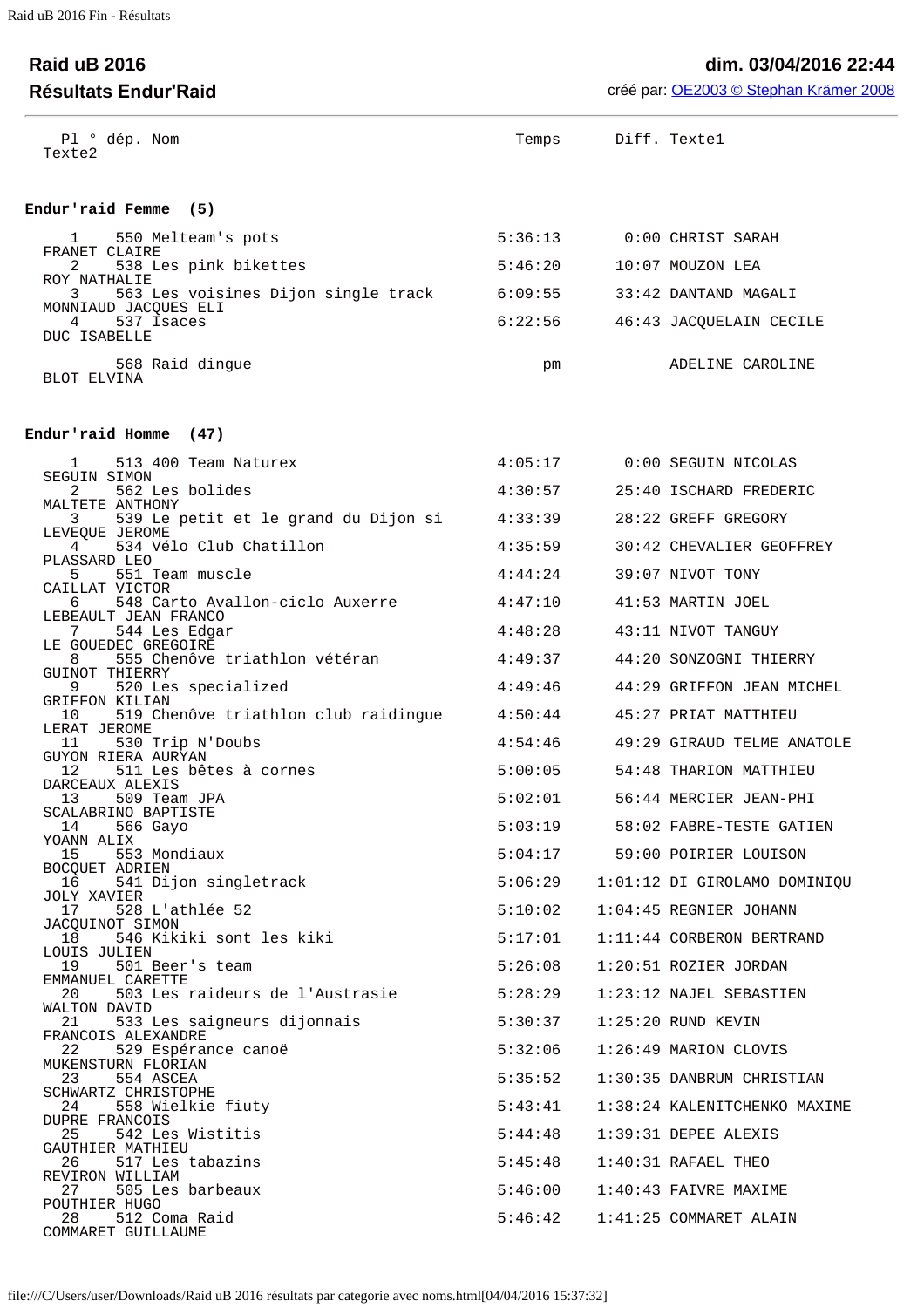## Raid uB 2016

## Résultats Endur'Raid

**dim. 03/04/2016 22:44**

créé par: OE2003 © Stephan Krämer 2008

| Pl | ° dép. | Nom | Temps | Diff. | Texte1 | Texte2 |
|---|---|---|---|---|---|---|

### Endur'raid Femme (5)

| Pl | ° dép. | Nom | Temps | Diff. | Texte1 | Texte2 |
|---|---|---|---|---|---|---|
| 1 | 550 | Melteam's pots | 5:36:13 | 0:00 | CHRIST SARAH | FRANET CLAIRE |
| 2 | 538 | Les pink bikettes | 5:46:20 | 10:07 | MOUZON LEA | ROY NATHALIE |
| 3 | 563 | Les voisines Dijon single track | 6:09:55 | 33:42 | DANTAND MAGALI | MONNIAUD JACQUES ELI |
| 4 | 537 | Isaces | 6:22:56 | 46:43 | JACQUELAIN CECILE | DUC ISABELLE |
| | 568 | Raid dingue | pm | | ADELINE CAROLINE | BLOT ELVINA |

### Endur'raid Homme (47)

| Pl | ° dép. | Nom | Temps | Diff. | Texte1 | Texte2 |
|---|---|---|---|---|---|---|
| 1 | 513 | 400 Team Naturex | 4:05:17 | 0:00 | SEGUIN NICOLAS | SEGUIN SIMON |
| 2 | 562 | Les bolides | 4:30:57 | 25:40 | ISCHARD FREDERIC | MALTETE ANTHONY |
| 3 | 539 | Le petit et le grand du Dijon si | 4:33:39 | 28:22 | GREFF GREGORY | LEVEQUE JEROME |
| 4 | 534 | Vélo Club Chatillon | 4:35:59 | 30:42 | CHEVALIER GEOFFREY | PLASSARD LEO |
| 5 | 551 | Team muscle | 4:44:24 | 39:07 | NIVOT TONY | CAILLAT VICTOR |
| 6 | 548 | Carto Avallon-ciclo Auxerre | 4:47:10 | 41:53 | MARTIN JOEL | LEBEAULT JEAN FRANCO |
| 7 | 544 | Les Edgar | 4:48:28 | 43:11 | NIVOT TANGUY | LE GOUEDEC GREGOIRE |
| 8 | 555 | Chenôve triathlon vétéran | 4:49:37 | 44:20 | SONZOGNI THIERRY | GUINOT THIERRY |
| 9 | 520 | Les specialized | 4:49:46 | 44:29 | GRIFFON JEAN MICHEL | GRIFFON KILIAN |
| 10 | 519 | Chenôve triathlon club raidingue | 4:50:44 | 45:27 | PRIAT MATTHIEU | LERAT JEROME |
| 11 | 530 | Trip N'Doubs | 4:54:46 | 49:29 | GIRAUD TELME ANATOLE | GUYON RIERA AURYAN |
| 12 | 511 | Les bêtes à cornes | 5:00:05 | 54:48 | THARION MATTHIEU | DARCEAUX ALEXIS |
| 13 | 509 | Team JPA | 5:02:01 | 56:44 | MERCIER JEAN-PHI | SCALABRINO BAPTISTE |
| 14 | 566 | Gayo | 5:03:19 | 58:02 | FABRE-TESTE GATIEN | YOANN ALIX |
| 15 | 553 | Mondiaux | 5:04:17 | 59:00 | POIRIER LOUISON | BOCQUET ADRIEN |
| 16 | 541 | Dijon singletrack | 5:06:29 | 1:01:12 | DI GIROLAMO DOMINIQU | JOLY XAVIER |
| 17 | 528 | L'athlée 52 | 5:10:02 | 1:04:45 | REGNIER JOHANN | JACQUINOT SIMON |
| 18 | 546 | Kikiki sont les kiki | 5:17:01 | 1:11:44 | CORBERON BERTRAND | LOUIS JULIEN |
| 19 | 501 | Beer's team | 5:26:08 | 1:20:51 | ROZIER JORDAN | EMMANUEL CARETTE |
| 20 | 503 | Les raideurs de l'Austrasie | 5:28:29 | 1:23:12 | NAJEL SEBASTIEN | WALTON DAVID |
| 21 | 533 | Les saigneurs dijonnais | 5:30:37 | 1:25:20 | RUND KEVIN | FRANCOIS ALEXANDRE |
| 22 | 529 | Espérance canoë | 5:32:06 | 1:26:49 | MARION CLOVIS | MUKENSTURN FLORIAN |
| 23 | 554 | ASCEA | 5:35:52 | 1:30:35 | DANBRUM CHRISTIAN | SCHWARTZ CHRISTOPHE |
| 24 | 558 | Wielkie fiuty | 5:43:41 | 1:38:24 | KALENITCHENKO MAXIME | DUPRE FRANCOIS |
| 25 | 542 | Les Wistitis | 5:44:48 | 1:39:31 | DEPEE ALEXIS | GAUTHIER MATHIEU |
| 26 | 517 | Les tabazins | 5:45:48 | 1:40:31 | RAFAEL THEO | REVIRON WILLIAM |
| 27 | 505 | Les barbeaux | 5:46:00 | 1:40:43 | FAIVRE MAXIME | POUTHIER HUGO |
| 28 | 512 | Coma Raid | 5:46:42 | 1:41:25 | COMMARET ALAIN | COMMARET GUILLAUME |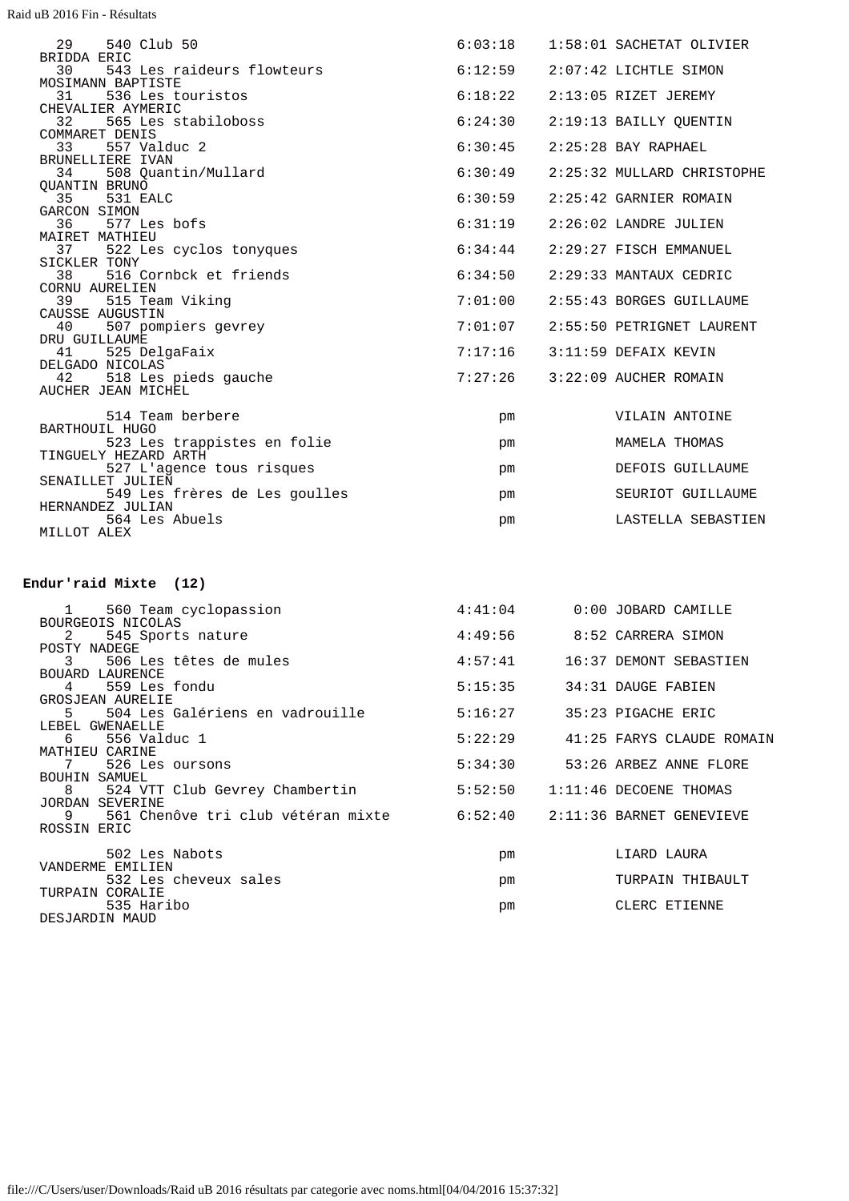| Rang | Dossard | Équipe | Temps | Écart | Équipier 1 | Équipier 2 |
|---|---|---|---|---|---|---|
| 29 | 540 | Club 50 | 6:03:18 | 1:58:01 | SACHETAT OLIVIER | BRIDDA ERIC |
| 30 | 543 | Les raideurs flowteurs | 6:12:59 | 2:07:42 | LICHTLE SIMON | MOSIMANN BAPTISTE |
| 31 | 536 | Les touristos | 6:18:22 | 2:13:05 | RIZET JEREMY | CHEVALIER AYMERIC |
| 32 | 565 | Les stabiloboss | 6:24:30 | 2:19:13 | BAILLY QUENTIN | COMMARET DENIS |
| 33 | 557 | Valduc 2 | 6:30:45 | 2:25:28 | BAY RAPHAEL | BRUNELLIERE IVAN |
| 34 | 508 | Quantin/Mullard | 6:30:49 | 2:25:32 | MULLARD CHRISTOPHE | QUANTIN BRUNO |
| 35 | 531 | EALC | 6:30:59 | 2:25:42 | GARNIER ROMAIN | GARCON SIMON |
| 36 | 577 | Les bofs | 6:31:19 | 2:26:02 | LANDRE JULIEN | MAIRET MATHIEU |
| 37 | 522 | Les cyclos tonyques | 6:34:44 | 2:29:27 | FISCH EMMANUEL | SICKLER TONY |
| 38 | 516 | Cornbck et friends | 6:34:50 | 2:29:33 | MANTAUX CEDRIC | CORNU AURELIEN |
| 39 | 515 | Team Viking | 7:01:00 | 2:55:43 | BORGES GUILLAUME | CAUSSE AUGUSTIN |
| 40 | 507 | pompiers gevrey | 7:01:07 | 2:55:50 | PETRIGNET LAURENT | DRU GUILLAUME |
| 41 | 525 | DelgaFaix | 7:17:16 | 3:11:59 | DEFAIX KEVIN | DELGADO NICOLAS |
| 42 | 518 | Les pieds gauche | 7:27:26 | 3:22:09 | AUCHER ROMAIN | AUCHER JEAN MICHEL |
| | 514 | Team berbere | pm | | VILAIN ANTOINE | BARTHOUIL HUGO |
| | 523 | Les trappistes en folie | pm | | MAMELA THOMAS | TINGUELY HEZARD ARTH |
| | 527 | L'agence tous risques | pm | | DEFOIS GUILLAUME | SENAILLET JULIEN |
| | 549 | Les frères de Les goulles | pm | | SEURIOT GUILLAUME | HERNANDEZ JULIAN |
| | 564 | Les Abuels | pm | | LASTELLA SEBASTIEN | MILLOT ALEX |

**Endur'raid Mixte (12)**

| Rang | Dossard | Équipe | Temps | Écart | Équipier 1 | Équipier 2 |
|---|---|---|---|---|---|---|
| 1 | 560 | Team cyclopassion | 4:41:04 | 0:00 | JOBARD CAMILLE | BOURGEOIS NICOLAS |
| 2 | 545 | Sports nature | 4:49:56 | 8:52 | CARRERA SIMON | POSTY NADEGE |
| 3 | 506 | Les têtes de mules | 4:57:41 | 16:37 | DEMONT SEBASTIEN | BOUARD LAURENCE |
| 4 | 559 | Les fondu | 5:15:35 | 34:31 | DAUGE FABIEN | GROSJEAN AURELIE |
| 5 | 504 | Les Galériens en vadrouille | 5:16:27 | 35:23 | PIGACHE ERIC | LEBEL GWENAELLE |
| 6 | 556 | Valduc 1 | 5:22:29 | 41:25 | FARYS CLAUDE ROMAIN | MATHIEU CARINE |
| 7 | 526 | Les oursons | 5:34:30 | 53:26 | ARBEZ ANNE FLORE | BOUHIN SAMUEL |
| 8 | 524 | VTT Club Gevrey Chambertin | 5:52:50 | 1:11:46 | DECOENE THOMAS | JORDAN SEVERINE |
| 9 | 561 | Chenôve tri club vétéran mixte | 6:52:40 | 2:11:36 | BARNET GENEVIEVE | ROSSIN ERIC |
| | 502 | Les Nabots | pm | | LIARD LAURA | VANDERME EMILIEN |
| | 532 | Les cheveux sales | pm | | TURPAIN THIBAULT | TURPAIN CORALIE |
| | 535 | Haribo | pm | | CLERC ETIENNE | DESJARDIN MAUD |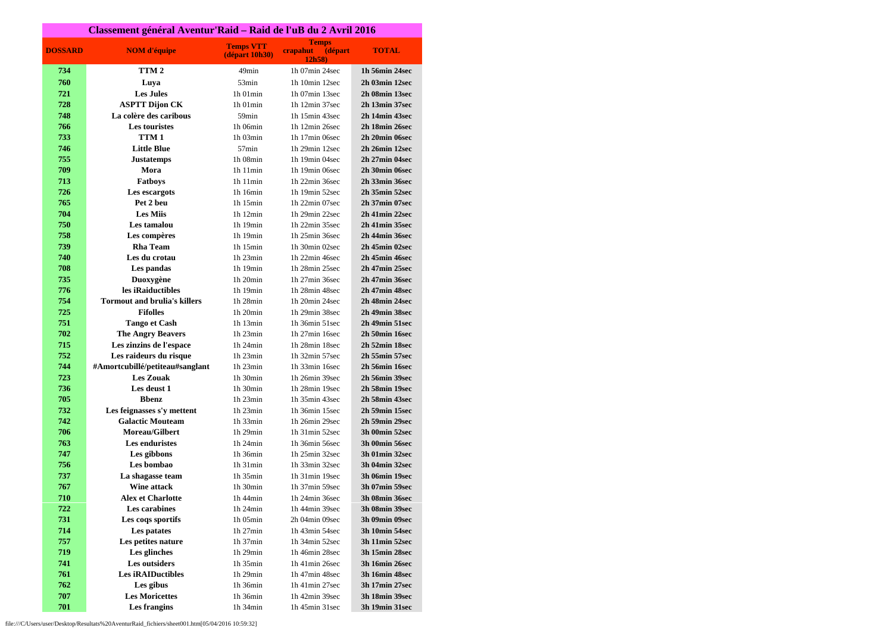| Classement général Aventur'Raid – Raid de l'uB du 2 Avril 2016 | | | | |
|---|---|---|---|---|
| **DOSSARD** | **NOM d'équipe** | **Temps VTT (départ 10h30)** | **Temps crapahut (départ 12h58)** | **TOTAL** |
| 734 | TTM 2 | 49min | 1h 07min 24sec | 1h 56min 24sec |
| 760 | Luya | 53min | 1h 10min 12sec | 2h 03min 12sec |
| 721 | Les Jules | 1h 01min | 1h 07min 13sec | 2h 08min 13sec |
| 728 | ASPTT Dijon CK | 1h 01min | 1h 12min 37sec | 2h 13min 37sec |
| 748 | La colère des caribous | 59min | 1h 15min 43sec | 2h 14min 43sec |
| 766 | Les touristes | 1h 06min | 1h 12min 26sec | 2h 18min 26sec |
| 733 | TTM 1 | 1h 03min | 1h 17min 06sec | 2h 20min 06sec |
| 746 | Little Blue | 57min | 1h 29min 12sec | 2h 26min 12sec |
| 755 | Justatemps | 1h 08min | 1h 19min 04sec | 2h 27min 04sec |
| 709 | Mora | 1h 11min | 1h 19min 06sec | 2h 30min 06sec |
| 713 | Fatboys | 1h 11min | 1h 22min 36sec | 2h 33min 36sec |
| 726 | Les escargots | 1h 16min | 1h 19min 52sec | 2h 35min 52sec |
| 765 | Pet 2 beu | 1h 15min | 1h 22min 07sec | 2h 37min 07sec |
| 704 | Les Miis | 1h 12min | 1h 29min 22sec | 2h 41min 22sec |
| 750 | Les tamalou | 1h 19min | 1h 22min 35sec | 2h 41min 35sec |
| 758 | Les compères | 1h 19min | 1h 25min 36sec | 2h 44min 36sec |
| 739 | Rha Team | 1h 15min | 1h 30min 02sec | 2h 45min 02sec |
| 740 | Les du crotau | 1h 23min | 1h 22min 46sec | 2h 45min 46sec |
| 708 | Les pandas | 1h 19min | 1h 28min 25sec | 2h 47min 25sec |
| 735 | Duoxygène | 1h 20min | 1h 27min 36sec | 2h 47min 36sec |
| 776 | les iRaiductibles | 1h 19min | 1h 28min 48sec | 2h 47min 48sec |
| 754 | Tormout and brulia's killers | 1h 28min | 1h 20min 24sec | 2h 48min 24sec |
| 725 | Fifolles | 1h 20min | 1h 29min 38sec | 2h 49min 38sec |
| 751 | Tango et Cash | 1h 13min | 1h 36min 51sec | 2h 49min 51sec |
| 702 | The Angry Beavers | 1h 23min | 1h 27min 16sec | 2h 50min 16sec |
| 715 | Les zinzins de l'espace | 1h 24min | 1h 28min 18sec | 2h 52min 18sec |
| 752 | Les raideurs du risque | 1h 23min | 1h 32min 57sec | 2h 55min 57sec |
| 744 | #Amortcubillé/petiteau#sanglant | 1h 23min | 1h 33min 16sec | 2h 56min 16sec |
| 723 | Les Zouak | 1h 30min | 1h 26min 39sec | 2h 56min 39sec |
| 736 | Les deust 1 | 1h 30min | 1h 28min 19sec | 2h 58min 19sec |
| 705 | Bbenz | 1h 23min | 1h 35min 43sec | 2h 58min 43sec |
| 732 | Les feignasses s'y mettent | 1h 23min | 1h 36min 15sec | 2h 59min 15sec |
| 742 | Galactic Mouteam | 1h 33min | 1h 26min 29sec | 2h 59min 29sec |
| 706 | Moreau/Gilbert | 1h 29min | 1h 31min 52sec | 3h 00min 52sec |
| 763 | Les enduristes | 1h 24min | 1h 36min 56sec | 3h 00min 56sec |
| 747 | Les gibbons | 1h 36min | 1h 25min 32sec | 3h 01min 32sec |
| 756 | Les bombao | 1h 31min | 1h 33min 32sec | 3h 04min 32sec |
| 737 | La shagasse team | 1h 35min | 1h 31min 19sec | 3h 06min 19sec |
| 767 | Wine attack | 1h 30min | 1h 37min 59sec | 3h 07min 59sec |
| 710 | Alex et Charlotte | 1h 44min | 1h 24min 36sec | 3h 08min 36sec |
| 722 | Les carabines | 1h 24min | 1h 44min 39sec | 3h 08min 39sec |
| 731 | Les coqs sportifs | 1h 05min | 2h 04min 09sec | 3h 09min 09sec |
| 714 | Les patates | 1h 27min | 1h 43min 54sec | 3h 10min 54sec |
| 757 | Les petites nature | 1h 37min | 1h 34min 52sec | 3h 11min 52sec |
| 719 | Les glinches | 1h 29min | 1h 46min 28sec | 3h 15min 28sec |
| 741 | Les outsiders | 1h 35min | 1h 41min 26sec | 3h 16min 26sec |
| 761 | Les iRAIDuctibles | 1h 29min | 1h 47min 48sec | 3h 16min 48sec |
| 762 | Les gibus | 1h 36min | 1h 41min 27sec | 3h 17min 27sec |
| 707 | Les Moricettes | 1h 36min | 1h 42min 39sec | 3h 18min 39sec |
| 701 | Les frangins | 1h 34min | 1h 45min 31sec | 3h 19min 31sec |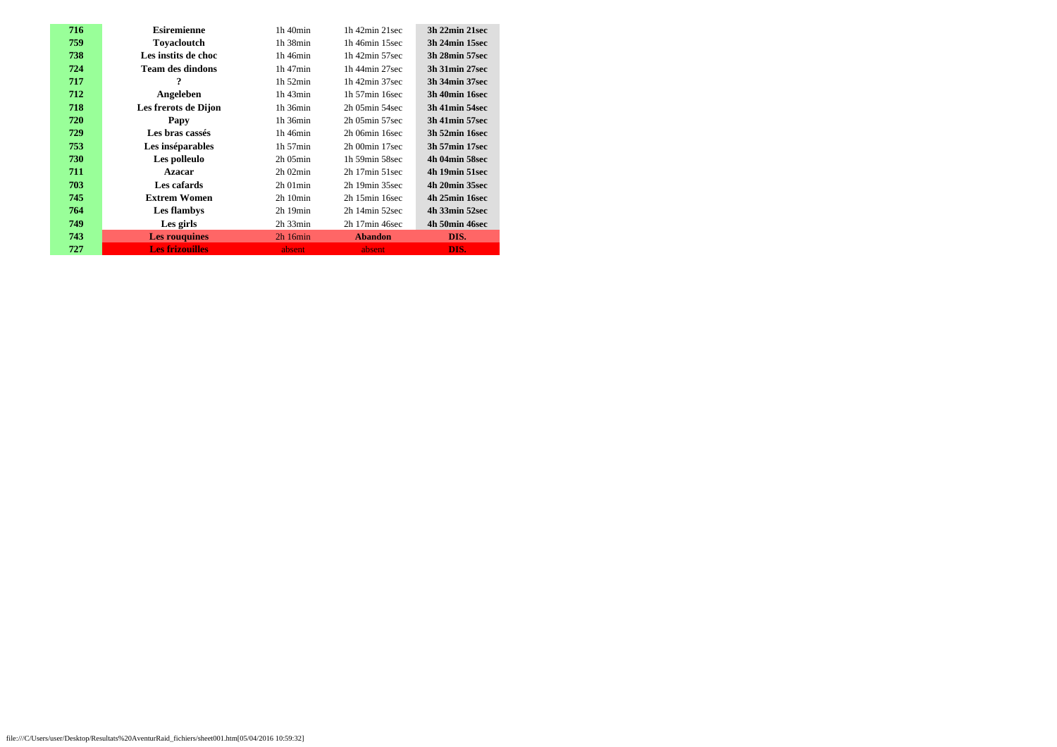| | | | | |
|---|---|---|---|---|
| **716** | **Esiremienne** | 1h 40min | 1h 42min 21sec | **3h 22min 21sec** |
| **759** | **Toyacloutch** | 1h 38min | 1h 46min 15sec | **3h 24min 15sec** |
| **738** | **Les instits de choc** | 1h 46min | 1h 42min 57sec | **3h 28min 57sec** |
| **724** | **Team des dindons** | 1h 47min | 1h 44min 27sec | **3h 31min 27sec** |
| **717** | **?** | 1h 52min | 1h 42min 37sec | **3h 34min 37sec** |
| **712** | **Angeleben** | 1h 43min | 1h 57min 16sec | **3h 40min 16sec** |
| **718** | **Les frerots de Dijon** | 1h 36min | 2h 05min 54sec | **3h 41min 54sec** |
| **720** | **Papy** | 1h 36min | 2h 05min 57sec | **3h 41min 57sec** |
| **729** | **Les bras cassés** | 1h 46min | 2h 06min 16sec | **3h 52min 16sec** |
| **753** | **Les inséparables** | 1h 57min | 2h 00min 17sec | **3h 57min 17sec** |
| **730** | **Les polleulo** | 2h 05min | 1h 59min 58sec | **4h 04min 58sec** |
| **711** | **Azacar** | 2h 02min | 2h 17min 51sec | **4h 19min 51sec** |
| **703** | **Les cafards** | 2h 01min | 2h 19min 35sec | **4h 20min 35sec** |
| **745** | **Extrem Women** | 2h 10min | 2h 15min 16sec | **4h 25min 16sec** |
| **764** | **Les flambys** | 2h 19min | 2h 14min 52sec | **4h 33min 52sec** |
| **749** | **Les girls** | 2h 33min | 2h 17min 46sec | **4h 50min 46sec** |
| **743** | **Les rouquines** | 2h 16min | **Abandon** | **DIS.** |
| **727** | **Les frizouilles** | absent | absent | **DIS.** |